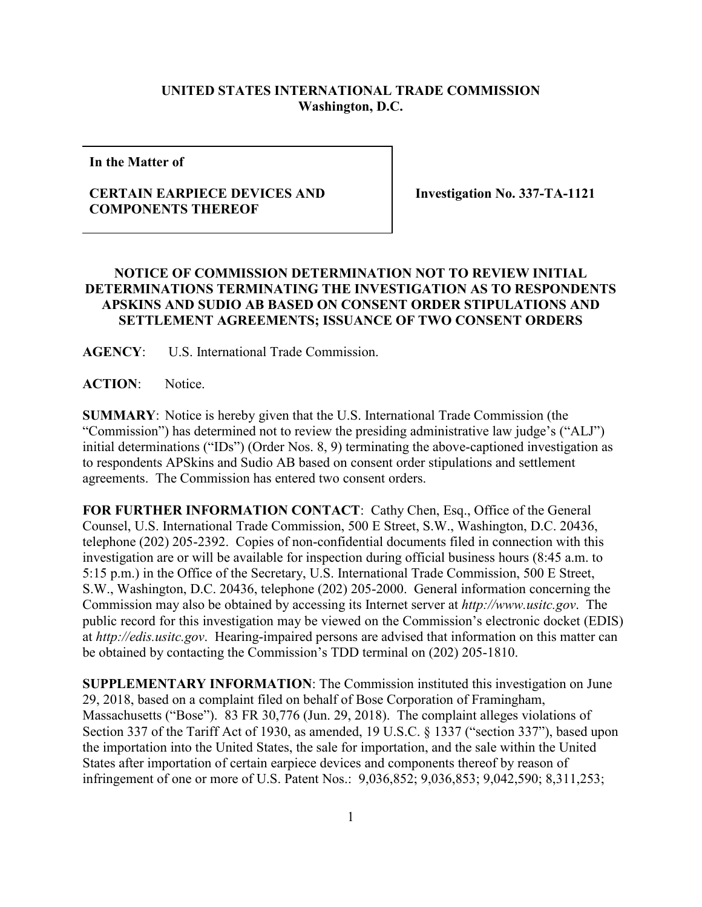**UNITED STATES INTERNATIONAL TRADE COMMISSION**
**Washington, D.C.**

| **In the Matter of**<br><br>**CERTAIN EARPIECE DEVICES AND COMPONENTS THEREOF** | **Investigation No. 337-TA-1121** |
| --- | --- |

**NOTICE OF COMMISSION DETERMINATION NOT TO REVIEW INITIAL DETERMINATIONS TERMINATING THE INVESTIGATION AS TO RESPONDENTS APSKINS AND SUDIO AB BASED ON CONSENT ORDER STIPULATIONS AND SETTLEMENT AGREEMENTS; ISSUANCE OF TWO CONSENT ORDERS**

**AGENCY**: U.S. International Trade Commission.

**ACTION**: Notice.

**SUMMARY**: Notice is hereby given that the U.S. International Trade Commission (the "Commission") has determined not to review the presiding administrative law judge's ("ALJ") initial determinations ("IDs") (Order Nos. 8, 9) terminating the above-captioned investigation as to respondents APSkins and Sudio AB based on consent order stipulations and settlement agreements. The Commission has entered two consent orders.

**FOR FURTHER INFORMATION CONTACT**: Cathy Chen, Esq., Office of the General Counsel, U.S. International Trade Commission, 500 E Street, S.W., Washington, D.C. 20436, telephone (202) 205-2392. Copies of non-confidential documents filed in connection with this investigation are or will be available for inspection during official business hours (8:45 a.m. to 5:15 p.m.) in the Office of the Secretary, U.S. International Trade Commission, 500 E Street, S.W., Washington, D.C. 20436, telephone (202) 205-2000. General information concerning the Commission may also be obtained by accessing its Internet server at *http://www.usitc.gov*. The public record for this investigation may be viewed on the Commission's electronic docket (EDIS) at *http://edis.usitc.gov*. Hearing-impaired persons are advised that information on this matter can be obtained by contacting the Commission's TDD terminal on (202) 205-1810.

**SUPPLEMENTARY INFORMATION**: The Commission instituted this investigation on June 29, 2018, based on a complaint filed on behalf of Bose Corporation of Framingham, Massachusetts ("Bose"). 83 FR 30,776 (Jun. 29, 2018). The complaint alleges violations of Section 337 of the Tariff Act of 1930, as amended, 19 U.S.C. § 1337 ("section 337"), based upon the importation into the United States, the sale for importation, and the sale within the United States after importation of certain earpiece devices and components thereof by reason of infringement of one or more of U.S. Patent Nos.: 9,036,852; 9,036,853; 9,042,590; 8,311,253;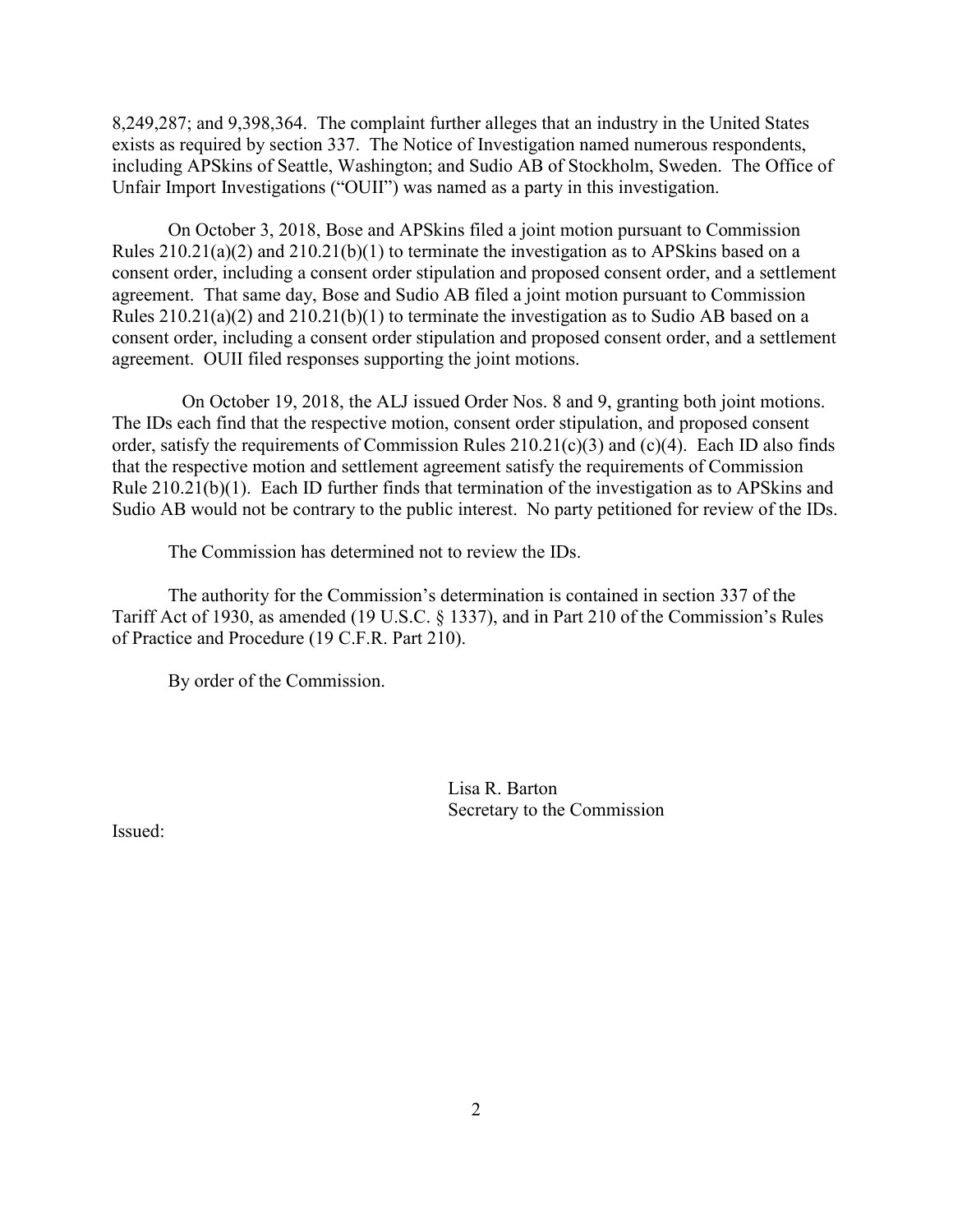8,249,287; and 9,398,364. The complaint further alleges that an industry in the United States exists as required by section 337. The Notice of Investigation named numerous respondents, including APSkins of Seattle, Washington; and Sudio AB of Stockholm, Sweden. The Office of Unfair Import Investigations ("OUII") was named as a party in this investigation.

On October 3, 2018, Bose and APSkins filed a joint motion pursuant to Commission Rules 210.21(a)(2) and 210.21(b)(1) to terminate the investigation as to APSkins based on a consent order, including a consent order stipulation and proposed consent order, and a settlement agreement. That same day, Bose and Sudio AB filed a joint motion pursuant to Commission Rules 210.21(a)(2) and 210.21(b)(1) to terminate the investigation as to Sudio AB based on a consent order, including a consent order stipulation and proposed consent order, and a settlement agreement. OUII filed responses supporting the joint motions.

On October 19, 2018, the ALJ issued Order Nos. 8 and 9, granting both joint motions. The IDs each find that the respective motion, consent order stipulation, and proposed consent order, satisfy the requirements of Commission Rules 210.21(c)(3) and (c)(4). Each ID also finds that the respective motion and settlement agreement satisfy the requirements of Commission Rule 210.21(b)(1). Each ID further finds that termination of the investigation as to APSkins and Sudio AB would not be contrary to the public interest. No party petitioned for review of the IDs.

The Commission has determined not to review the IDs.

The authority for the Commission's determination is contained in section 337 of the Tariff Act of 1930, as amended (19 U.S.C. § 1337), and in Part 210 of the Commission's Rules of Practice and Procedure (19 C.F.R. Part 210).

By order of the Commission.

Lisa R. Barton
Secretary to the Commission

Issued: